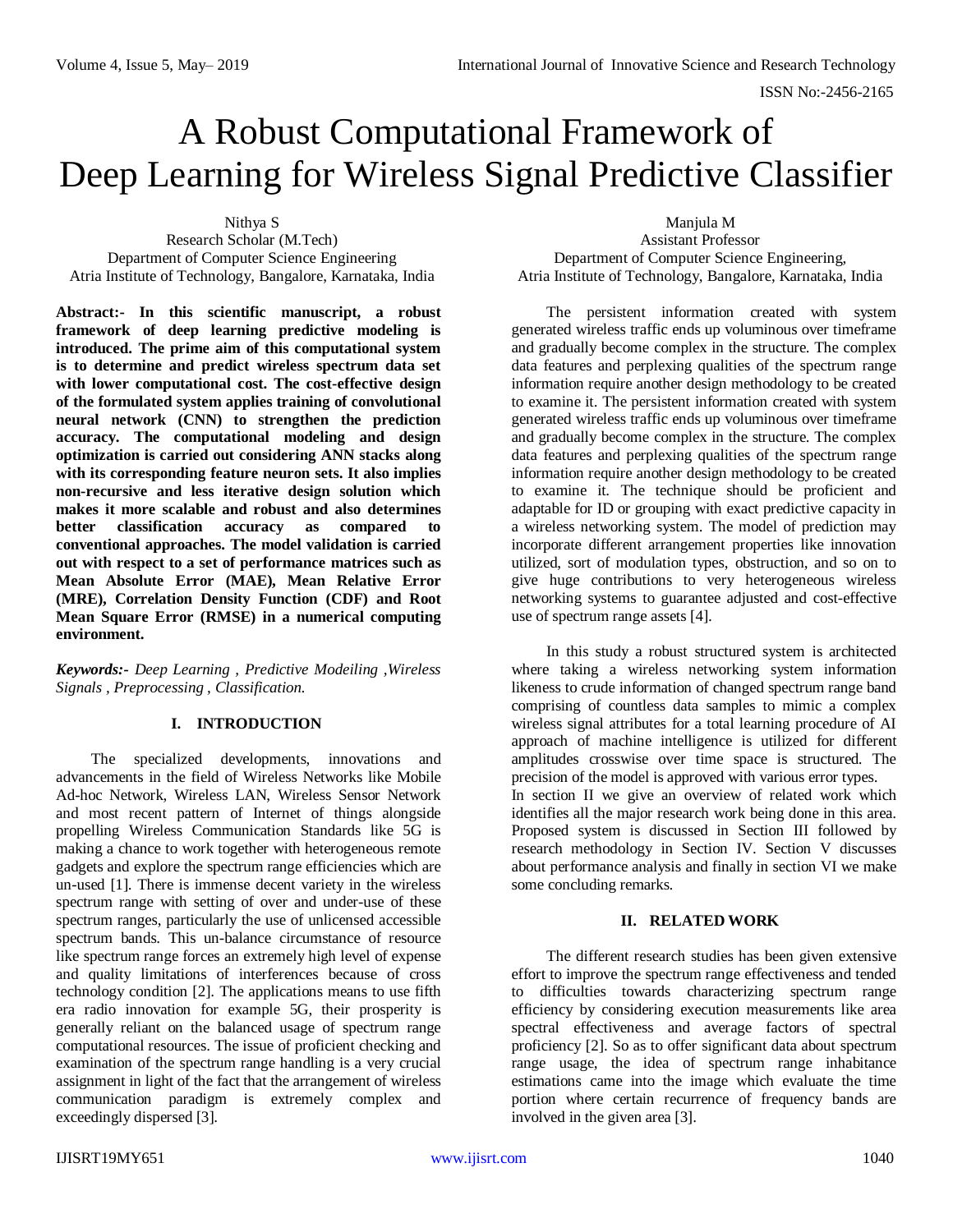# A Robust Computational Framework of Deep Learning for Wireless Signal Predictive Classifier

Nithya S
Research Scholar (M.Tech)
Department of Computer Science Engineering
Atria Institute of Technology, Bangalore, Karnataka, India

Manjula M
Assistant Professor
Department of Computer Science Engineering,
Atria Institute of Technology, Bangalore, Karnataka, India

**Abstract:- In this scientific manuscript, a robust framework of deep learning predictive modeling is introduced. The prime aim of this computational system is to determine and predict wireless spectrum data set with lower computational cost. The cost-effective design of the formulated system applies training of convolutional neural network (CNN) to strengthen the prediction accuracy. The computational modeling and design optimization is carried out considering ANN stacks along with its corresponding feature neuron sets. It also implies non-recursive and less iterative design solution which makes it more scalable and robust and also determines better classification accuracy as compared to conventional approaches. The model validation is carried out with respect to a set of performance matrices such as Mean Absolute Error (MAE), Mean Relative Error (MRE), Correlation Density Function (CDF) and Root Mean Square Error (RMSE) in a numerical computing environment.**

***Keywords:-** Deep Learning , Predictive Modeiling ,Wireless Signals , Preprocessing , Classification.*

## I. INTRODUCTION

The specialized developments, innovations and advancements in the field of Wireless Networks like Mobile Ad-hoc Network, Wireless LAN, Wireless Sensor Network and most recent pattern of Internet of things alongside propelling Wireless Communication Standards like 5G is making a chance to work together with heterogeneous remote gadgets and explore the spectrum range efficiencies which are un-used [1]. There is immense decent variety in the wireless spectrum range with setting of over and under-use of these spectrum ranges, particularly the use of unlicensed accessible spectrum bands. This un-balance circumstance of resource like spectrum range forces an extremely high level of expense and quality limitations of interferences because of cross technology condition [2]. The applications means to use fifth era radio innovation for example 5G, their prosperity is generally reliant on the balanced usage of spectrum range computational resources. The issue of proficient checking and examination of the spectrum range handling is a very crucial assignment in light of the fact that the arrangement of wireless communication paradigm is extremely complex and exceedingly dispersed [3].

The persistent information created with system generated wireless traffic ends up voluminous over timeframe and gradually become complex in the structure. The complex data features and perplexing qualities of the spectrum range information require another design methodology to be created to examine it. The persistent information created with system generated wireless traffic ends up voluminous over timeframe and gradually become complex in the structure. The complex data features and perplexing qualities of the spectrum range information require another design methodology to be created to examine it. The technique should be proficient and adaptable for ID or grouping with exact predictive capacity in a wireless networking system. The model of prediction may incorporate different arrangement properties like innovation utilized, sort of modulation types, obstruction, and so on to give huge contributions to very heterogeneous wireless networking systems to guarantee adjusted and cost-effective use of spectrum range assets [4].

In this study a robust structured system is architected where taking a wireless networking system information likeness to crude information of changed spectrum range band comprising of countless data samples to mimic a complex wireless signal attributes for a total learning procedure of AI approach of machine intelligence is utilized for different amplitudes crosswise over time space is structured. The precision of the model is approved with various error types.
In section II we give an overview of related work which identifies all the major research work being done in this area. Proposed system is discussed in Section III followed by research methodology in Section IV. Section V discusses about performance analysis and finally in section VI we make some concluding remarks.

## II. RELATED WORK

The different research studies has been given extensive effort to improve the spectrum range effectiveness and tended to difficulties towards characterizing spectrum range efficiency by considering execution measurements like area spectral effectiveness and average factors of spectral proficiency [2]. So as to offer significant data about spectrum range usage, the idea of spectrum range inhabitance estimations came into the image which evaluate the time portion where certain recurrence of frequency bands are involved in the given area [3].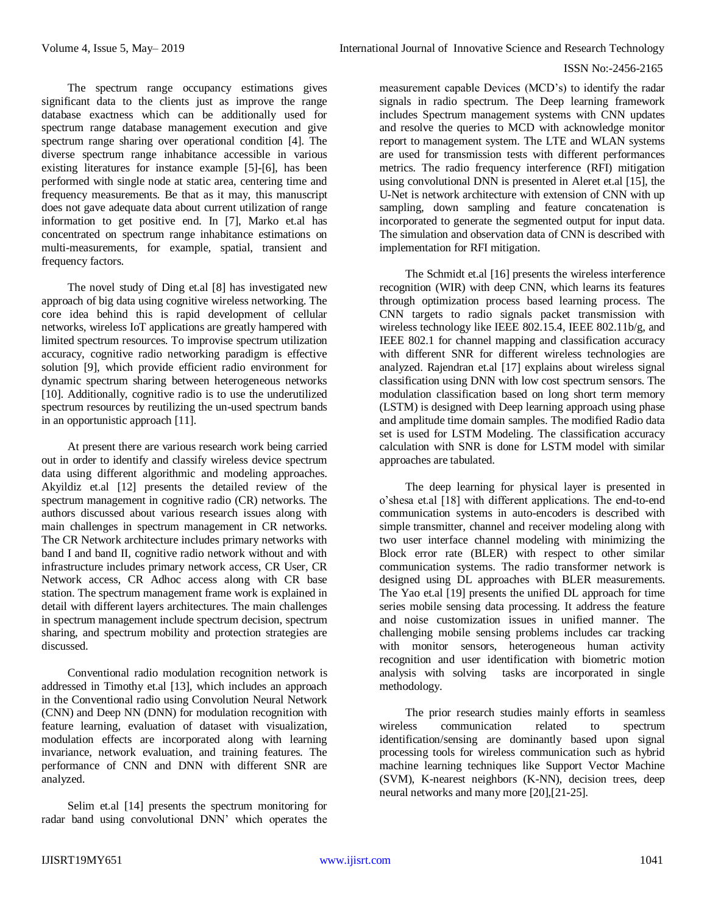The spectrum range occupancy estimations gives significant data to the clients just as improve the range database exactness which can be additionally used for spectrum range database management execution and give spectrum range sharing over operational condition [4]. The diverse spectrum range inhabitance accessible in various existing literatures for instance example [5]-[6], has been performed with single node at static area, centering time and frequency measurements. Be that as it may, this manuscript does not gave adequate data about current utilization of range information to get positive end. In [7], Marko et.al has concentrated on spectrum range inhabitance estimations on multi-measurements, for example, spatial, transient and frequency factors.

The novel study of Ding et.al [8] has investigated new approach of big data using cognitive wireless networking. The core idea behind this is rapid development of cellular networks, wireless IoT applications are greatly hampered with limited spectrum resources. To improvise spectrum utilization accuracy, cognitive radio networking paradigm is effective solution [9], which provide efficient radio environment for dynamic spectrum sharing between heterogeneous networks [10]. Additionally, cognitive radio is to use the underutilized spectrum resources by reutilizing the un-used spectrum bands in an opportunistic approach [11].

At present there are various research work being carried out in order to identify and classify wireless device spectrum data using different algorithmic and modeling approaches. Akyildiz et.al [12] presents the detailed review of the spectrum management in cognitive radio (CR) networks. The authors discussed about various research issues along with main challenges in spectrum management in CR networks. The CR Network architecture includes primary networks with band I and band II, cognitive radio network without and with infrastructure includes primary network access, CR User, CR Network access, CR Adhoc access along with CR base station. The spectrum management frame work is explained in detail with different layers architectures. The main challenges in spectrum management include spectrum decision, spectrum sharing, and spectrum mobility and protection strategies are discussed.

Conventional radio modulation recognition network is addressed in Timothy et.al [13], which includes an approach in the Conventional radio using Convolution Neural Network (CNN) and Deep NN (DNN) for modulation recognition with feature learning, evaluation of dataset with visualization, modulation effects are incorporated along with learning invariance, network evaluation, and training features. The performance of CNN and DNN with different SNR are analyzed.

Selim et.al [14] presents the spectrum monitoring for radar band using convolutional DNN' which operates the measurement capable Devices (MCD's) to identify the radar signals in radio spectrum. The Deep learning framework includes Spectrum management systems with CNN updates and resolve the queries to MCD with acknowledge monitor report to management system. The LTE and WLAN systems are used for transmission tests with different performances metrics. The radio frequency interference (RFI) mitigation using convolutional DNN is presented in Aleret et.al [15], the U-Net is network architecture with extension of CNN with up sampling, down sampling and feature concatenation is incorporated to generate the segmented output for input data. The simulation and observation data of CNN is described with implementation for RFI mitigation.

The Schmidt et.al [16] presents the wireless interference recognition (WIR) with deep CNN, which learns its features through optimization process based learning process. The CNN targets to radio signals packet transmission with wireless technology like IEEE 802.15.4, IEEE 802.11b/g, and IEEE 802.1 for channel mapping and classification accuracy with different SNR for different wireless technologies are analyzed. Rajendran et.al [17] explains about wireless signal classification using DNN with low cost spectrum sensors. The modulation classification based on long short term memory (LSTM) is designed with Deep learning approach using phase and amplitude time domain samples. The modified Radio data set is used for LSTM Modeling. The classification accuracy calculation with SNR is done for LSTM model with similar approaches are tabulated.

The deep learning for physical layer is presented in o'shesa et.al [18] with different applications. The end-to-end communication systems in auto-encoders is described with simple transmitter, channel and receiver modeling along with two user interface channel modeling with minimizing the Block error rate (BLER) with respect to other similar communication systems. The radio transformer network is designed using DL approaches with BLER measurements. The Yao et.al [19] presents the unified DL approach for time series mobile sensing data processing. It address the feature and noise customization issues in unified manner. The challenging mobile sensing problems includes car tracking with monitor sensors, heterogeneous human activity recognition and user identification with biometric motion analysis with solving tasks are incorporated in single methodology.

The prior research studies mainly efforts in seamless wireless communication related to spectrum identification/sensing are dominantly based upon signal processing tools for wireless communication such as hybrid machine learning techniques like Support Vector Machine (SVM), K-nearest neighbors (K-NN), decision trees, deep neural networks and many more [20],[21-25].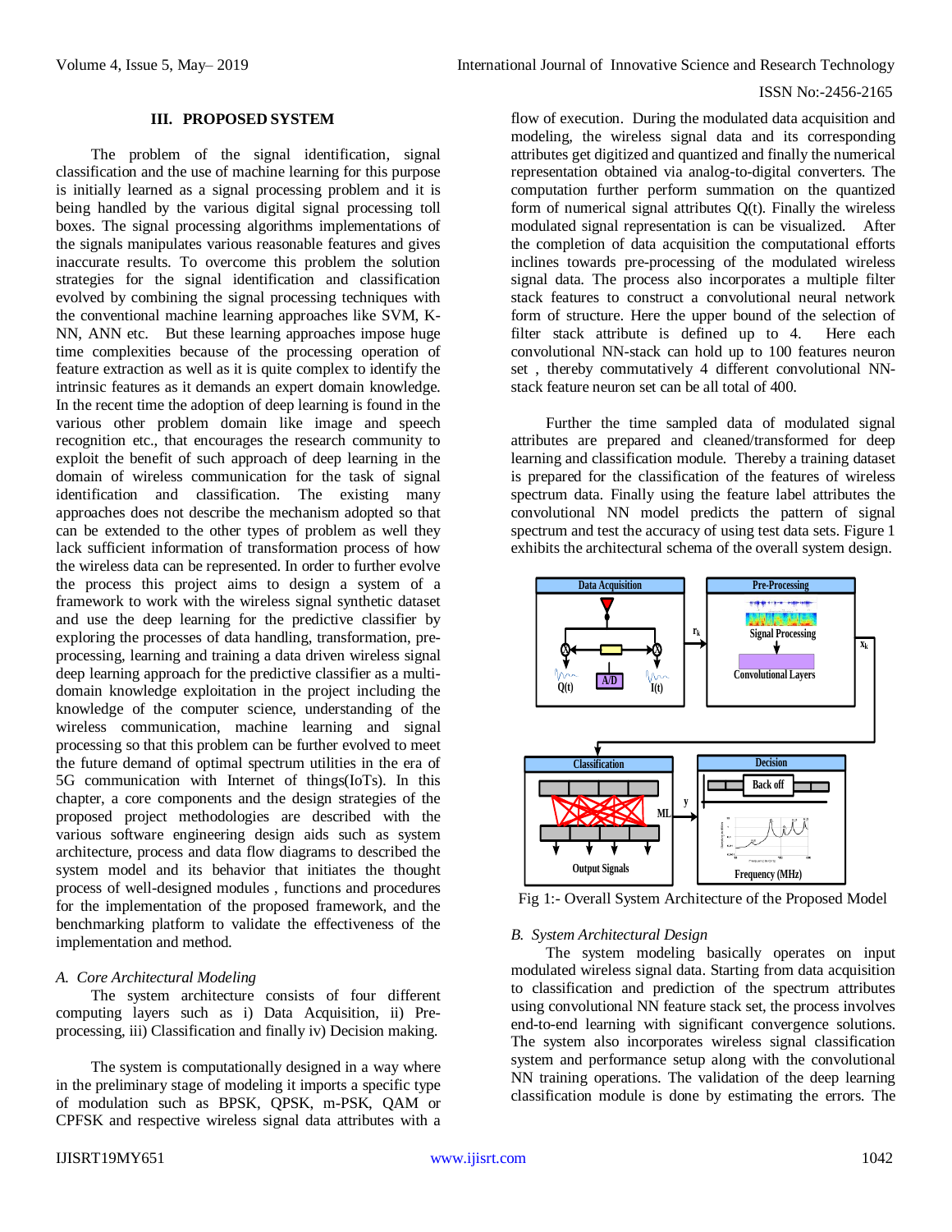## III. PROPOSED SYSTEM

The problem of the signal identification, signal classification and the use of machine learning for this purpose is initially learned as a signal processing problem and it is being handled by the various digital signal processing toll boxes. The signal processing algorithms implementations of the signals manipulates various reasonable features and gives inaccurate results. To overcome this problem the solution strategies for the signal identification and classification evolved by combining the signal processing techniques with the conventional machine learning approaches like SVM, K-NN, ANN etc. But these learning approaches impose huge time complexities because of the processing operation of feature extraction as well as it is quite complex to identify the intrinsic features as it demands an expert domain knowledge. In the recent time the adoption of deep learning is found in the various other problem domain like image and speech recognition etc., that encourages the research community to exploit the benefit of such approach of deep learning in the domain of wireless communication for the task of signal identification and classification. The existing many approaches does not describe the mechanism adopted so that they can be extended to the other types of problem as well they lack sufficient information of transformation process of how the wireless data can be represented. In order to further evolve the process this project aims to design a system of a framework to work with the wireless signal synthetic dataset and use the deep learning for the predictive classifier by exploring the processes of data handling, transformation, pre-processing, learning and training a data driven wireless signal deep learning approach for the predictive classifier as a multi-domain knowledge exploitation in the project including the knowledge of the computer science, understanding of the wireless communication, machine learning and signal processing so that this problem can be further evolved to meet the future demand of optimal spectrum utilities in the era of 5G communication with Internet of things(IoTs). In this chapter, a core components and the design strategies of the proposed project methodologies are described with the various software engineering design aids such as system architecture, process and data flow diagrams to described the system model and its behavior that initiates the thought process of well-designed modules , functions and procedures for the implementation of the proposed framework, and the benchmarking platform to validate the effectiveness of the implementation and method.

### *A. Core Architectural Modeling*

The system architecture consists of four different computing layers such as i) Data Acquisition, ii) Pre-processing, iii) Classification and finally iv) Decision making.

The system is computationally designed in a way where in the preliminary stage of modeling it imports a specific type of modulation such as BPSK, QPSK, m-PSK, QAM or CPFSK and respective wireless signal data attributes with a flow of execution. During the modulated data acquisition and modeling, the wireless signal data and its corresponding attributes get digitized and quantized and finally the numerical representation obtained via analog-to-digital converters. The computation further perform summation on the quantized form of numerical signal attributes Q(t). Finally the wireless modulated signal representation is can be visualized. After the completion of data acquisition the computational efforts inclines towards pre-processing of the modulated wireless signal data. The process also incorporates a multiple filter stack features to construct a convolutional neural network form of structure. Here the upper bound of the selection of filter stack attribute is defined up to 4. Here each convolutional NN-stack can hold up to 100 features neuron set , thereby commutatively 4 different convolutional NN-stack feature neuron set can be all total of 400.

Further the time sampled data of modulated signal attributes are prepared and cleaned/transformed for deep learning and classification module. Thereby a training dataset is prepared for the classification of the features of wireless spectrum data. Finally using the feature label attributes the convolutional NN model predicts the pattern of signal spectrum and test the accuracy of using test data sets. Figure 1 exhibits the architectural schema of the overall system design.

Fig 1:- Overall System Architecture of the Proposed Model

### *B. System Architectural Design*

The system modeling basically operates on input modulated wireless signal data. Starting from data acquisition to classification and prediction of the spectrum attributes using convolutional NN feature stack set, the process involves end-to-end learning with significant convergence solutions. The system also incorporates wireless signal classification system and performance setup along with the convolutional NN training operations. The validation of the deep learning classification module is done by estimating the errors. The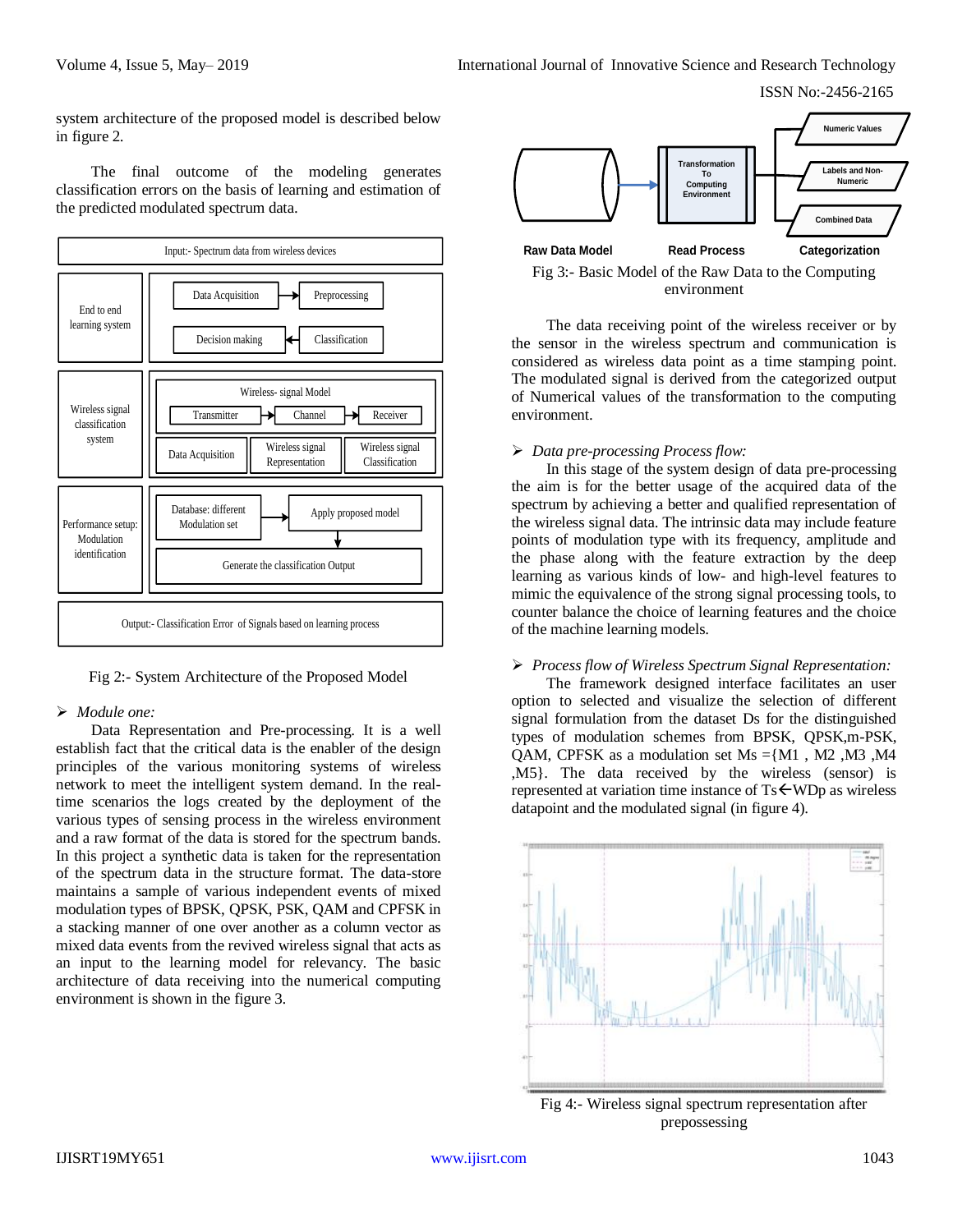system architecture of the proposed model is described below in figure 2.

The final outcome of the modeling generates classification errors on the basis of learning and estimation of the predicted modulated spectrum data.

Fig 2:- System Architecture of the Proposed Model

- *Module one:*

Data Representation and Pre-processing. It is a well establish fact that the critical data is the enabler of the design principles of the various monitoring systems of wireless network to meet the intelligent system demand. In the real-time scenarios the logs created by the deployment of the various types of sensing process in the wireless environment and a raw format of the data is stored for the spectrum bands. In this project a synthetic data is taken for the representation of the spectrum data in the structure format. The data-store maintains a sample of various independent events of mixed modulation types of BPSK, QPSK, PSK, QAM and CPFSK in a stacking manner of one over another as a column vector as mixed data events from the revived wireless signal that acts as an input to the learning model for relevancy. The basic architecture of data receiving into the numerical computing environment is shown in the figure 3.

Fig 3:- Basic Model of the Raw Data to the Computing environment

The data receiving point of the wireless receiver or by the sensor in the wireless spectrum and communication is considered as wireless data point as a time stamping point. The modulated signal is derived from the categorized output of Numerical values of the transformation to the computing environment.

- *Data pre-processing Process flow:*

In this stage of the system design of data pre-processing the aim is for the better usage of the acquired data of the spectrum by achieving a better and qualified representation of the wireless signal data. The intrinsic data may include feature points of modulation type with its frequency, amplitude and the phase along with the feature extraction by the deep learning as various kinds of low- and high-level features to mimic the equivalence of the strong signal processing tools, to counter balance the choice of learning features and the choice of the machine learning models.

- *Process flow of Wireless Spectrum Signal Representation:*

The framework designed interface facilitates an user option to selected and visualize the selection of different signal formulation from the dataset Ds for the distinguished types of modulation schemes from BPSK, QPSK,m-PSK, QAM, CPFSK as a modulation set Ms ={M1 , M2 ,M3 ,M4 ,M5}. The data received by the wireless (sensor) is represented at variation time instance of Ts$\leftarrow$WDp as wireless datapoint and the modulated signal (in figure 4).

Fig 4:- Wireless signal spectrum representation after prepossessing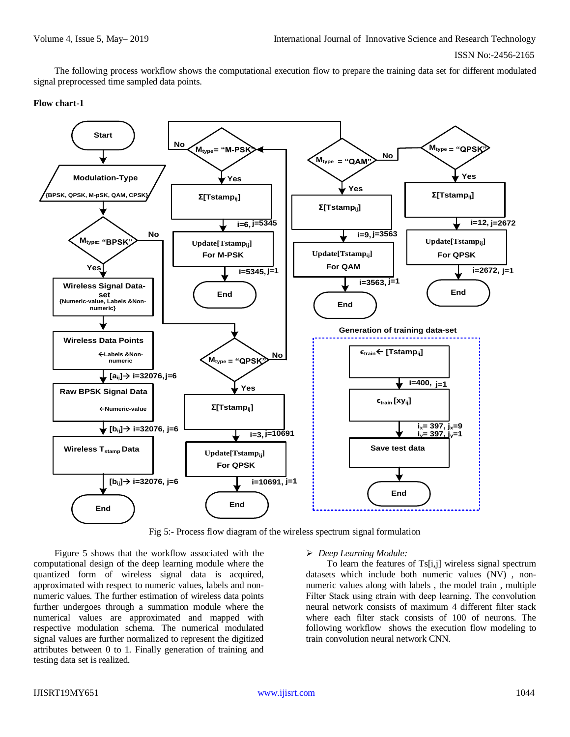The following process workflow shows the computational execution flow to prepare the training data set for different modulated signal preprocessed time sampled data points.

**Flow chart-1**

Fig 5:- Process flow diagram of the wireless spectrum signal formulation

Figure 5 shows that the workflow associated with the computational design of the deep learning module where the quantized form of wireless signal data is acquired, approximated with respect to numeric values, labels and non-numeric values. The further estimation of wireless data points further undergoes through a summation module where the numerical values are approximated and mapped with respective modulation schema. The numerical modulated signal values are further normalized to represent the digitized attributes between 0 to 1. Finally generation of training and testing data set is realized.

➢ *Deep Learning Module:*

To learn the features of Ts[i,j] wireless signal spectrum datasets which include both numeric values (NV) , non-numeric values along with labels , the model train , multiple Filter Stack using εtrain with deep learning. The convolution neural network consists of maximum 4 different filter stack where each filter stack consists of 100 of neurons. The following workflow shows the execution flow modeling to train convolution neural network CNN.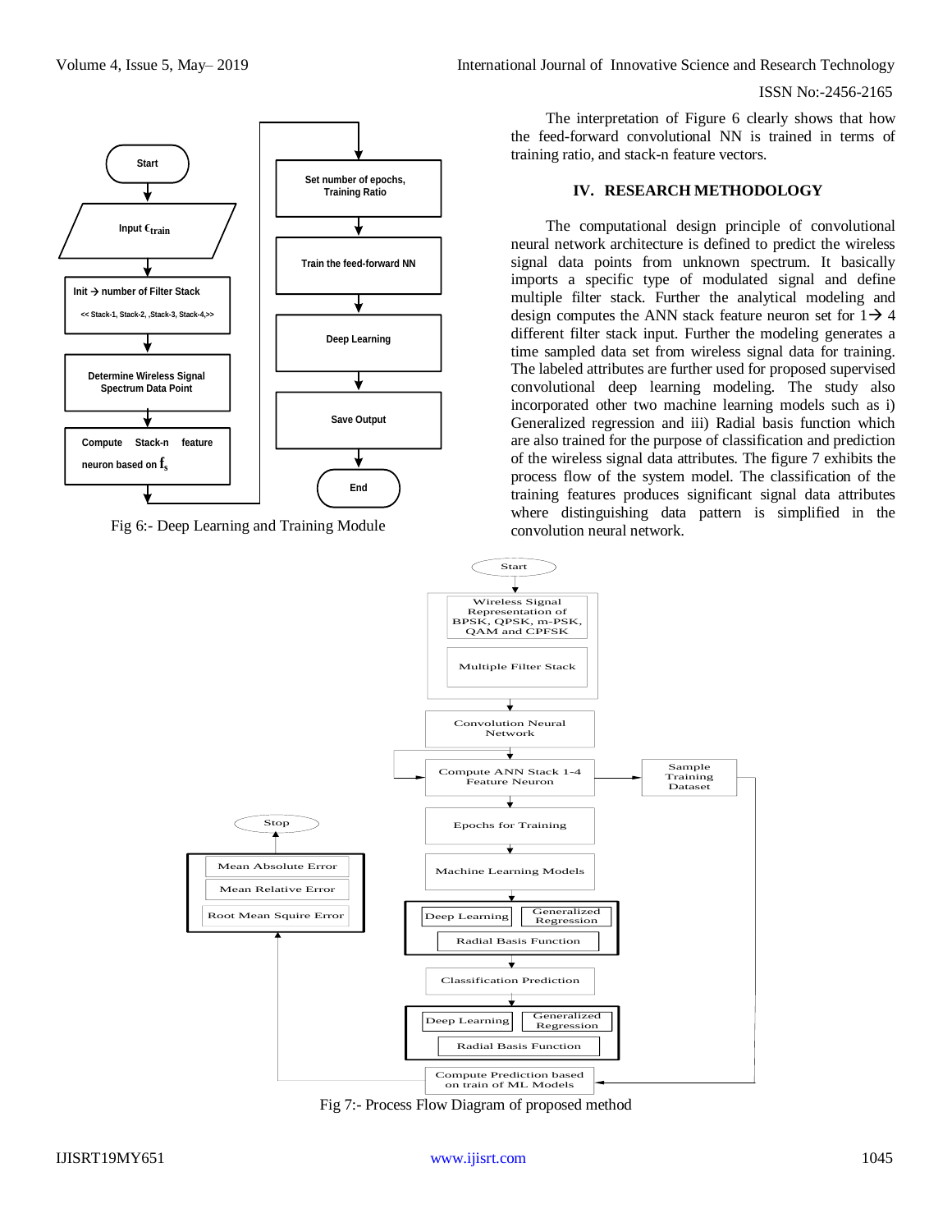Fig 6:- Deep Learning and Training Module

The interpretation of Figure 6 clearly shows that how the feed-forward convolutional NN is trained in terms of training ratio, and stack-n feature vectors.

## IV. RESEARCH METHODOLOGY

The computational design principle of convolutional neural network architecture is defined to predict the wireless signal data points from unknown spectrum. It basically imports a specific type of modulated signal and define multiple filter stack. Further the analytical modeling and design computes the ANN stack feature neuron set for 1→ 4 different filter stack input. Further the modeling generates a time sampled data set from wireless signal data for training. The labeled attributes are further used for proposed supervised convolutional deep learning modeling. The study also incorporated other two machine learning models such as i) Generalized regression and iii) Radial basis function which are also trained for the purpose of classification and prediction of the wireless signal data attributes. The figure 7 exhibits the process flow of the system model. The classification of the training features produces significant signal data attributes where distinguishing data pattern is simplified in the convolution neural network.

Fig 7:- Process Flow Diagram of proposed method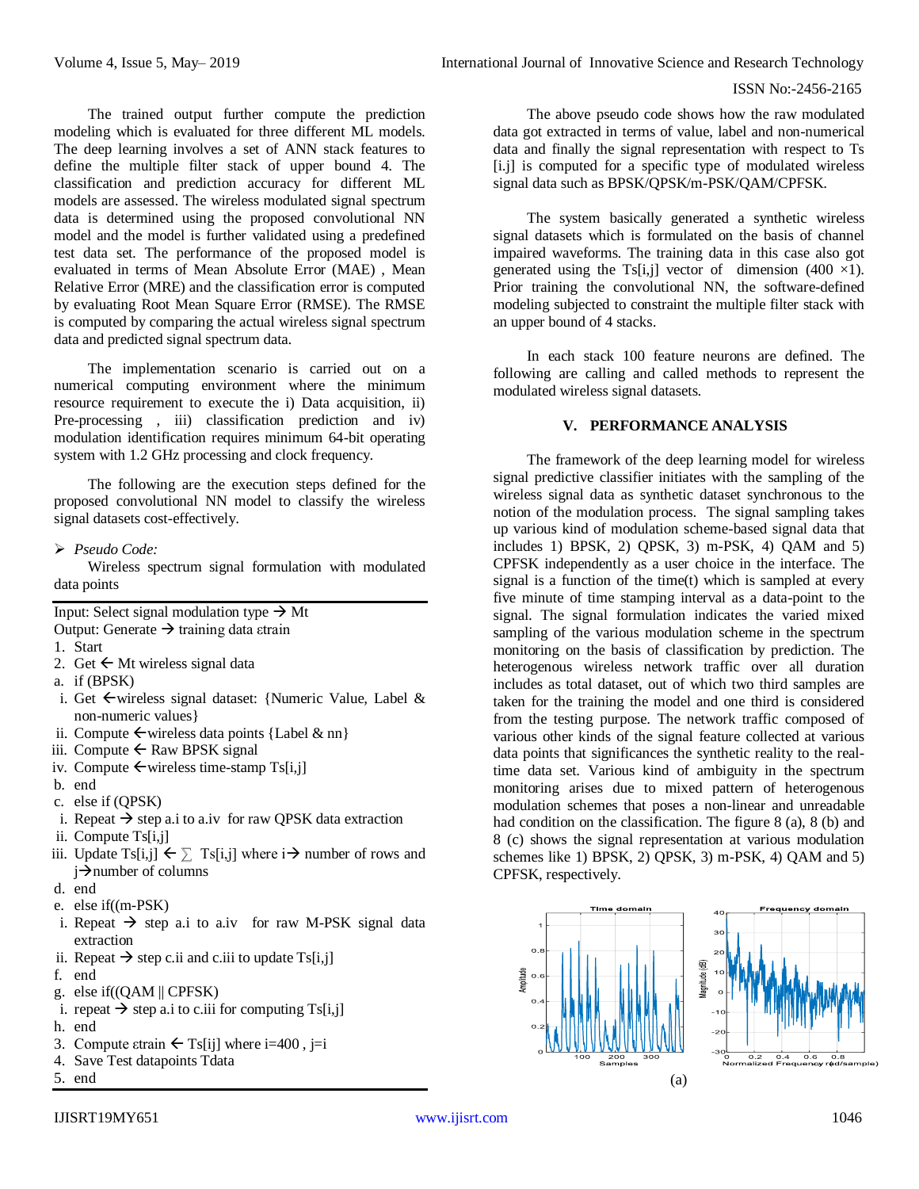The trained output further compute the prediction modeling which is evaluated for three different ML models. The deep learning involves a set of ANN stack features to define the multiple filter stack of upper bound 4. The classification and prediction accuracy for different ML models are assessed. The wireless modulated signal spectrum data is determined using the proposed convolutional NN model and the model is further validated using a predefined test data set. The performance of the proposed model is evaluated in terms of Mean Absolute Error (MAE) , Mean Relative Error (MRE) and the classification error is computed by evaluating Root Mean Square Error (RMSE). The RMSE is computed by comparing the actual wireless signal spectrum data and predicted signal spectrum data.

The implementation scenario is carried out on a numerical computing environment where the minimum resource requirement to execute the i) Data acquisition, ii) Pre-processing , iii) classification prediction and iv) modulation identification requires minimum 64-bit operating system with 1.2 GHz processing and clock frequency.

The following are the execution steps defined for the proposed convolutional NN model to classify the wireless signal datasets cost-effectively.

➢ *Pseudo Code:*

Wireless spectrum signal formulation with modulated data points

```
Input: Select signal modulation type → Mt
Output: Generate → training data εtrain
1. Start
2. Get ← Mt wireless signal data
a. if (BPSK)
 i. Get ←wireless signal dataset: {Numeric Value, Label &
    non-numeric values}
 ii. Compute ←wireless data points {Label & nn}
 iii. Compute ← Raw BPSK signal
 iv. Compute ←wireless time-stamp Ts[i,j]
b. end
c. else if (QPSK)
 i. Repeat → step a.i to a.iv for raw QPSK data extraction
 ii. Compute Ts[i,j]
 iii. Update Ts[i,j] ← ∑ Ts[i,j] where i→ number of rows and
    j→number of columns
d. end
e. else if((m-PSK)
 i. Repeat → step a.i to a.iv for raw M-PSK signal data
    extraction
 ii. Repeat → step c.ii and c.iii to update Ts[i,j]
f. end
g. else if((QAM || CPFSK)
 i. repeat → step a.i to c.iii for computing Ts[i,j]
h. end
3. Compute εtrain ← Ts[ij] where i=400 , j=i
4. Save Test datapoints Tdata
5. end
```

The above pseudo code shows how the raw modulated data got extracted in terms of value, label and non-numerical data and finally the signal representation with respect to Ts [i.j] is computed for a specific type of modulated wireless signal data such as BPSK/QPSK/m-PSK/QAM/CPFSK.

The system basically generated a synthetic wireless signal datasets which is formulated on the basis of channel impaired waveforms. The training data in this case also got generated using the Ts[i,j] vector of dimension (400 ×1). Prior training the convolutional NN, the software-defined modeling subjected to constraint the multiple filter stack with an upper bound of 4 stacks.

In each stack 100 feature neurons are defined. The following are calling and called methods to represent the modulated wireless signal datasets.

## V. PERFORMANCE ANALYSIS

The framework of the deep learning model for wireless signal predictive classifier initiates with the sampling of the wireless signal data as synthetic dataset synchronous to the notion of the modulation process. The signal sampling takes up various kind of modulation scheme-based signal data that includes 1) BPSK, 2) QPSK, 3) m-PSK, 4) QAM and 5) CPFSK independently as a user choice in the interface. The signal is a function of the time(t) which is sampled at every five minute of time stamping interval as a data-point to the signal. The signal formulation indicates the varied mixed sampling of the various modulation scheme in the spectrum monitoring on the basis of classification by prediction. The heterogenous wireless network traffic over all duration includes as total dataset, out of which two third samples are taken for the training the model and one third is considered from the testing purpose. The network traffic composed of various other kinds of the signal feature collected at various data points that significances the synthetic reality to the real-time data set. Various kind of ambiguity in the spectrum monitoring arises due to mixed pattern of heterogenous modulation schemes that poses a non-linear and unreadable had condition on the classification. The figure 8 (a), 8 (b) and 8 (c) shows the signal representation at various modulation schemes like 1) BPSK, 2) QPSK, 3) m-PSK, 4) QAM and 5) CPFSK, respectively.

(a)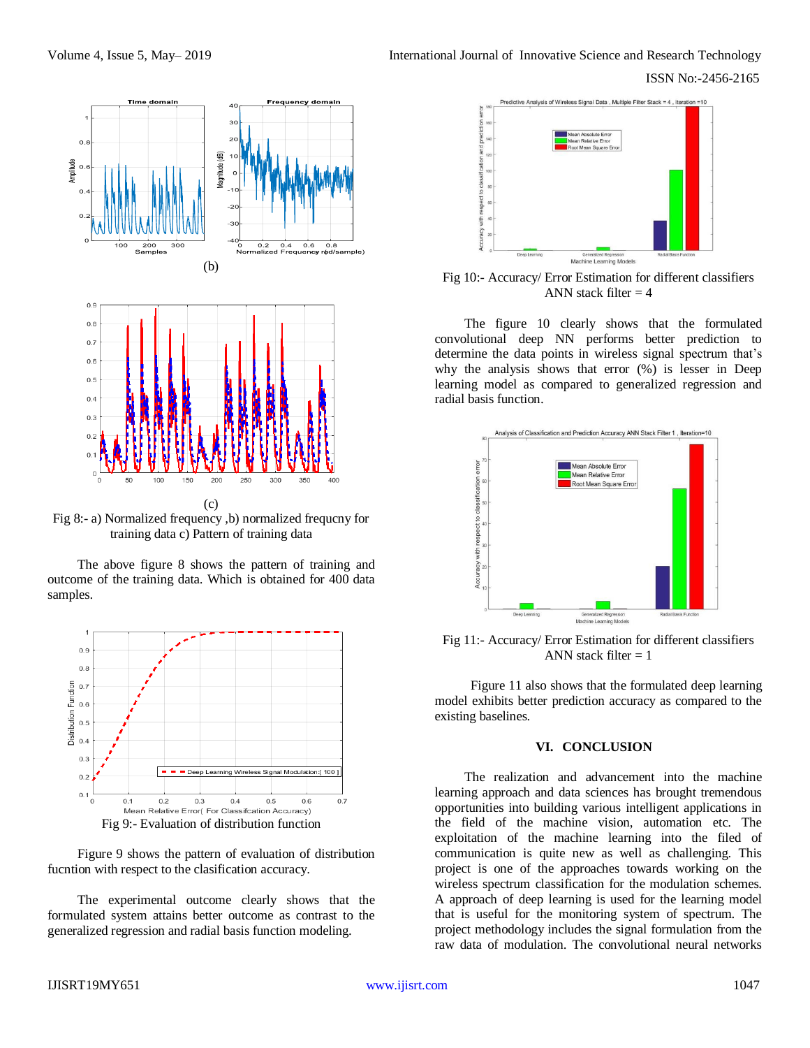(b)

(c)

Fig 8:- a) Normalized frequency ,b) normalized frequcny for training data c) Pattern of training data

The above figure 8 shows the pattern of training and outcome of the training data. Which is obtained for 400 data samples.

Fig 9:- Evaluation of distribution function

Figure 9 shows the pattern of evaluation of distribution fucntion with respect to the clasification accuracy.

The experimental outcome clearly shows that the formulated system attains better outcome as contrast to the generalized regression and radial basis function modeling.

Fig 10:- Accuracy/ Error Estimation for different classifiers ANN stack filter = 4

The figure 10 clearly shows that the formulated convolutional deep NN performs better prediction to determine the data points in wireless signal spectrum that's why the analysis shows that error (%) is lesser in Deep learning model as compared to generalized regression and radial basis function.

Fig 11:- Accuracy/ Error Estimation for different classifiers ANN stack filter = 1

Figure 11 also shows that the formulated deep learning model exhibits better prediction accuracy as compared to the existing baselines.

## VI. CONCLUSION

The realization and advancement into the machine learning approach and data sciences has brought tremendous opportunities into building various intelligent applications in the field of the machine vision, automation etc. The exploitation of the machine learning into the filed of communication is quite new as well as challenging. This project is one of the approaches towards working on the wireless spectrum classification for the modulation schemes. A approach of deep learning is used for the learning model that is useful for the monitoring system of spectrum. The project methodology includes the signal formulation from the raw data of modulation. The convolutional neural networks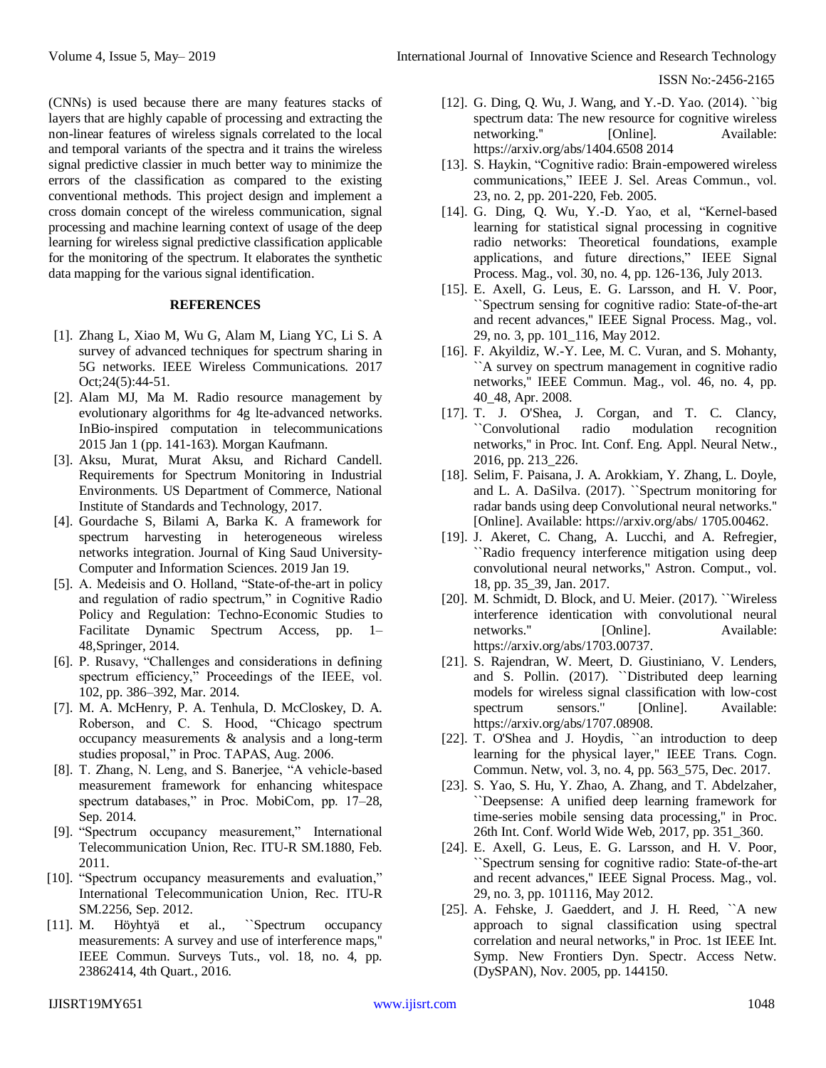(CNNs) is used because there are many features stacks of layers that are highly capable of processing and extracting the non-linear features of wireless signals correlated to the local and temporal variants of the spectra and it trains the wireless signal predictive classier in much better way to minimize the errors of the classification as compared to the existing conventional methods. This project design and implement a cross domain concept of the wireless communication, signal processing and machine learning context of usage of the deep learning for wireless signal predictive classification applicable for the monitoring of the spectrum. It elaborates the synthetic data mapping for the various signal identification.

## REFERENCES

[1]. Zhang L, Xiao M, Wu G, Alam M, Liang YC, Li S. A survey of advanced techniques for spectrum sharing in 5G networks. IEEE Wireless Communications. 2017 Oct;24(5):44-51.

[2]. Alam MJ, Ma M. Radio resource management by evolutionary algorithms for 4g lte-advanced networks. InBio-inspired computation in telecommunications 2015 Jan 1 (pp. 141-163). Morgan Kaufmann.

[3]. Aksu, Murat, Murat Aksu, and Richard Candell. Requirements for Spectrum Monitoring in Industrial Environments. US Department of Commerce, National Institute of Standards and Technology, 2017.

[4]. Gourdache S, Bilami A, Barka K. A framework for spectrum harvesting in heterogeneous wireless networks integration. Journal of King Saud University-Computer and Information Sciences. 2019 Jan 19.

[5]. A. Medeisis and O. Holland, "State-of-the-art in policy and regulation of radio spectrum," in Cognitive Radio Policy and Regulation: Techno-Economic Studies to Facilitate Dynamic Spectrum Access, pp. 1–48,Springer, 2014.

[6]. P. Rusavy, "Challenges and considerations in defining spectrum efficiency," Proceedings of the IEEE, vol. 102, pp. 386–392, Mar. 2014.

[7]. M. A. McHenry, P. A. Tenhula, D. McCloskey, D. A. Roberson, and C. S. Hood, "Chicago spectrum occupancy measurements & analysis and a long-term studies proposal," in Proc. TAPAS, Aug. 2006.

[8]. T. Zhang, N. Leng, and S. Banerjee, "A vehicle-based measurement framework for enhancing whitespace spectrum databases," in Proc. MobiCom, pp. 17–28, Sep. 2014.

[9]. "Spectrum occupancy measurement," International Telecommunication Union, Rec. ITU-R SM.1880, Feb. 2011.

[10]. "Spectrum occupancy measurements and evaluation," International Telecommunication Union, Rec. ITU-R SM.2256, Sep. 2012.

[11]. M. Höyhtyä et al., ``Spectrum occupancy measurements: A survey and use of interference maps,'' IEEE Commun. Surveys Tuts., vol. 18, no. 4, pp. 23862414, 4th Quart., 2016.

[12]. G. Ding, Q. Wu, J. Wang, and Y.-D. Yao. (2014). ``big spectrum data: The new resource for cognitive wireless networking.'' [Online]. Available: https://arxiv.org/abs/1404.6508 2014

[13]. S. Haykin, "Cognitive radio: Brain-empowered wireless communications," IEEE J. Sel. Areas Commun., vol. 23, no. 2, pp. 201-220, Feb. 2005.

[14]. G. Ding, Q. Wu, Y.-D. Yao, et al, "Kernel-based learning for statistical signal processing in cognitive radio networks: Theoretical foundations, example applications, and future directions," IEEE Signal Process. Mag., vol. 30, no. 4, pp. 126-136, July 2013.

[15]. E. Axell, G. Leus, E. G. Larsson, and H. V. Poor, ``Spectrum sensing for cognitive radio: State-of-the-art and recent advances,'' IEEE Signal Process. Mag., vol. 29, no. 3, pp. 101_116, May 2012.

[16]. F. Akyildiz, W.-Y. Lee, M. C. Vuran, and S. Mohanty, ``A survey on spectrum management in cognitive radio networks,'' IEEE Commun. Mag., vol. 46, no. 4, pp. 40_48, Apr. 2008.

[17]. T. J. O'Shea, J. Corgan, and T. C. Clancy, ``Convolutional radio modulation recognition networks,'' in Proc. Int. Conf. Eng. Appl. Neural Netw., 2016, pp. 213_226.

[18]. Selim, F. Paisana, J. A. Arokkiam, Y. Zhang, L. Doyle, and L. A. DaSilva. (2017). ``Spectrum monitoring for radar bands using deep Convolutional neural networks.'' [Online]. Available: https://arxiv.org/abs/ 1705.00462.

[19]. J. Akeret, C. Chang, A. Lucchi, and A. Refregier, ``Radio frequency interference mitigation using deep convolutional neural networks,'' Astron. Comput., vol. 18, pp. 35_39, Jan. 2017.

[20]. M. Schmidt, D. Block, and U. Meier. (2017). ``Wireless interference identication with convolutional neural networks.'' [Online]. Available: https://arxiv.org/abs/1703.00737.

[21]. S. Rajendran, W. Meert, D. Giustiniano, V. Lenders, and S. Pollin. (2017). ``Distributed deep learning models for wireless signal classification with low-cost spectrum sensors.'' [Online]. Available: https://arxiv.org/abs/1707.08908.

[22]. T. O'Shea and J. Hoydis, ``an introduction to deep learning for the physical layer,'' IEEE Trans. Cogn. Commun. Netw, vol. 3, no. 4, pp. 563_575, Dec. 2017.

[23]. S. Yao, S. Hu, Y. Zhao, A. Zhang, and T. Abdelzaher, ``Deepsense: A unified deep learning framework for time-series mobile sensing data processing,'' in Proc. 26th Int. Conf. World Wide Web, 2017, pp. 351_360.

[24]. E. Axell, G. Leus, E. G. Larsson, and H. V. Poor, ``Spectrum sensing for cognitive radio: State-of-the-art and recent advances,'' IEEE Signal Process. Mag., vol. 29, no. 3, pp. 101116, May 2012.

[25]. A. Fehske, J. Gaeddert, and J. H. Reed, ``A new approach to signal classification using spectral correlation and neural networks,'' in Proc. 1st IEEE Int. Symp. New Frontiers Dyn. Spectr. Access Netw. (DySPAN), Nov. 2005, pp. 144150.